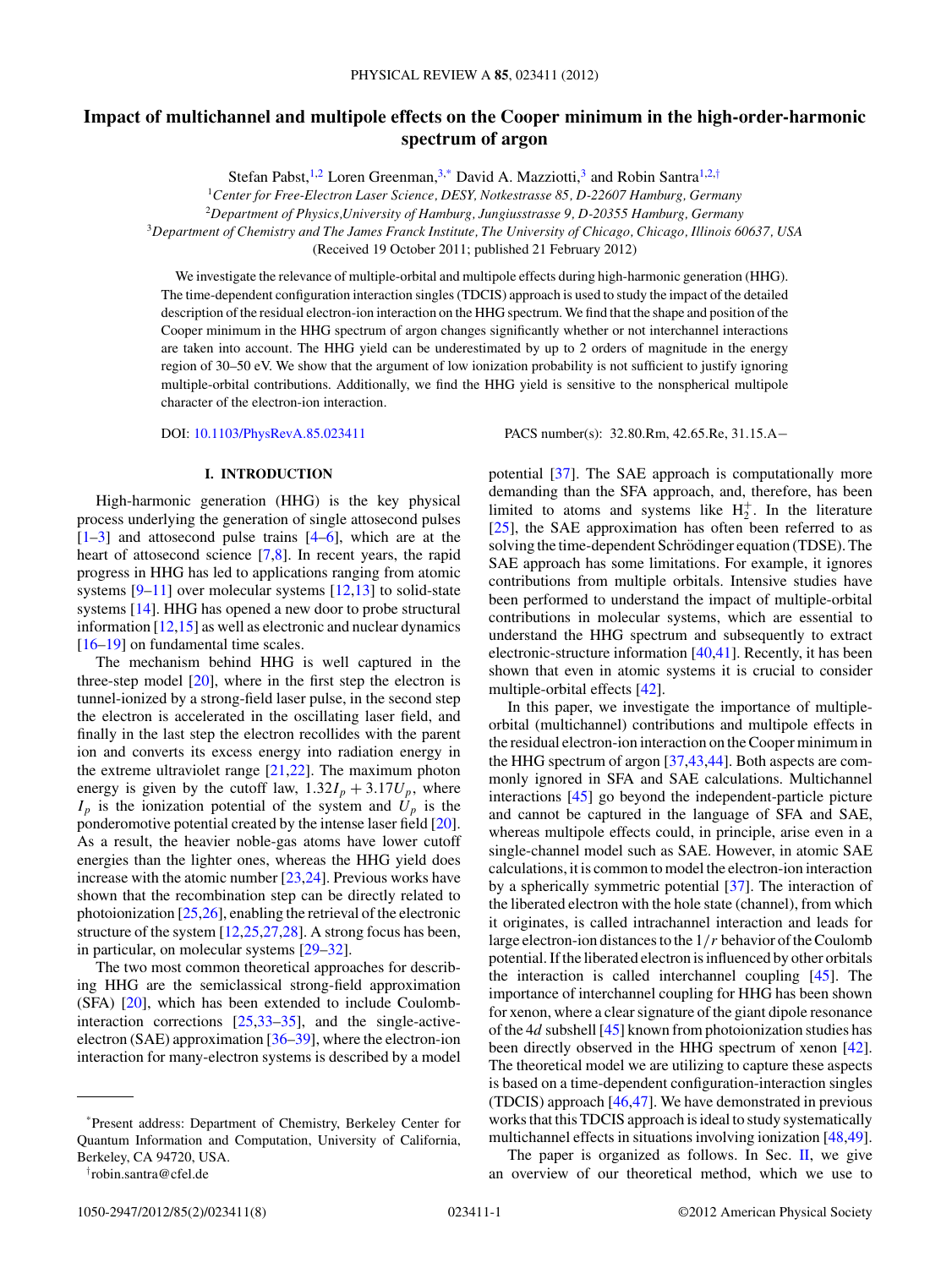# Impact of multichannel and multipole effects on the Cooper minimum in the high-order-harmonic spectrum of argon

Stefan Pabst,[1,2] Loren Greenman,[3,*] David A. Mazziotti,[3] and Robin Santra[1,2,†]

[1]Center for Free-Electron Laser Science, DESY, Notkestrasse 85, D-22607 Hamburg, Germany
[2]Department of Physics,University of Hamburg, Jungiusstrasse 9, D-20355 Hamburg, Germany
[3]Department of Chemistry and The James Franck Institute, The University of Chicago, Chicago, Illinois 60637, USA

(Received 19 October 2011; published 21 February 2012)

We investigate the relevance of multiple-orbital and multipole effects during high-harmonic generation (HHG). The time-dependent configuration interaction singles (TDCIS) approach is used to study the impact of the detailed description of the residual electron-ion interaction on the HHG spectrum. We find that the shape and position of the Cooper minimum in the HHG spectrum of argon changes significantly whether or not interchannel interactions are taken into account. The HHG yield can be underestimated by up to 2 orders of magnitude in the energy region of 30–50 eV. We show that the argument of low ionization probability is not sufficient to justify ignoring multiple-orbital contributions. Additionally, we find the HHG yield is sensitive to the nonspherical multipole character of the electron-ion interaction.

DOI: 10.1103/PhysRevA.85.023411 PACS number(s): 32.80.Rm, 42.65.Re, 31.15.A−

## I. INTRODUCTION

High-harmonic generation (HHG) is the key physical process underlying the generation of single attosecond pulses [1–3] and attosecond pulse trains [4–6], which are at the heart of attosecond science [7,8]. In recent years, the rapid progress in HHG has led to applications ranging from atomic systems [9–11] over molecular systems [12,13] to solid-state systems [14]. HHG has opened a new door to probe structural information [12,15] as well as electronic and nuclear dynamics [16–19] on fundamental time scales.

The mechanism behind HHG is well captured in the three-step model [20], where in the first step the electron is tunnel-ionized by a strong-field laser pulse, in the second step the electron is accelerated in the oscillating laser field, and finally in the last step the electron recollides with the parent ion and converts its excess energy into radiation energy in the extreme ultraviolet range [21,22]. The maximum photon energy is given by the cutoff law, $1.32I_p + 3.17U_p$, where $I_p$ is the ionization potential of the system and $U_p$ is the ponderomotive potential created by the intense laser field [20]. As a result, the heavier noble-gas atoms have lower cutoff energies than the lighter ones, whereas the HHG yield does increase with the atomic number [23,24]. Previous works have shown that the recombination step can be directly related to photoionization [25,26], enabling the retrieval of the electronic structure of the system [12,25,27,28]. A strong focus has been, in particular, on molecular systems [29–32].

The two most common theoretical approaches for describing HHG are the semiclassical strong-field approximation (SFA) [20], which has been extended to include Coulomb-interaction corrections [25,33–35], and the single-active-electron (SAE) approximation [36–39], where the electron-ion interaction for many-electron systems is described by a model potential [37]. The SAE approach is computationally more demanding than the SFA approach, and, therefore, has been limited to atoms and systems like $H_2^+$. In the literature [25], the SAE approximation has often been referred to as solving the time-dependent Schrödinger equation (TDSE). The SAE approach has some limitations. For example, it ignores contributions from multiple orbitals. Intensive studies have been performed to understand the impact of multiple-orbital contributions in molecular systems, which are essential to understand the HHG spectrum and subsequently to extract electronic-structure information [40,41]. Recently, it has been shown that even in atomic systems it is crucial to consider multiple-orbital effects [42].

In this paper, we investigate the importance of multiple-orbital (multichannel) contributions and multipole effects in the residual electron-ion interaction on the Cooper minimum in the HHG spectrum of argon [37,43,44]. Both aspects are commonly ignored in SFA and SAE calculations. Multichannel interactions [45] go beyond the independent-particle picture and cannot be captured in the language of SFA and SAE, whereas multipole effects could, in principle, arise even in a single-channel model such as SAE. However, in atomic SAE calculations, it is common to model the electron-ion interaction by a spherically symmetric potential [37]. The interaction of the liberated electron with the hole state (channel), from which it originates, is called intrachannel interaction and leads for large electron-ion distances to the $1/r$ behavior of the Coulomb potential. If the liberated electron is influenced by other orbitals the interaction is called interchannel coupling [45]. The importance of interchannel coupling for HHG has been shown for xenon, where a clear signature of the giant dipole resonance of the 4$d$ subshell [45] known from photoionization studies has been directly observed in the HHG spectrum of xenon [42]. The theoretical model we are utilizing to capture these aspects is based on a time-dependent configuration-interaction singles (TDCIS) approach [46,47]. We have demonstrated in previous works that this TDCIS approach is ideal to study systematically multichannel effects in situations involving ionization [48,49].

The paper is organized as follows. In Sec. II, we give an overview of our theoretical method, which we use to

*Present address: Department of Chemistry, Berkeley Center for Quantum Information and Computation, University of California, Berkeley, CA 94720, USA.
†robin.santra@cfel.de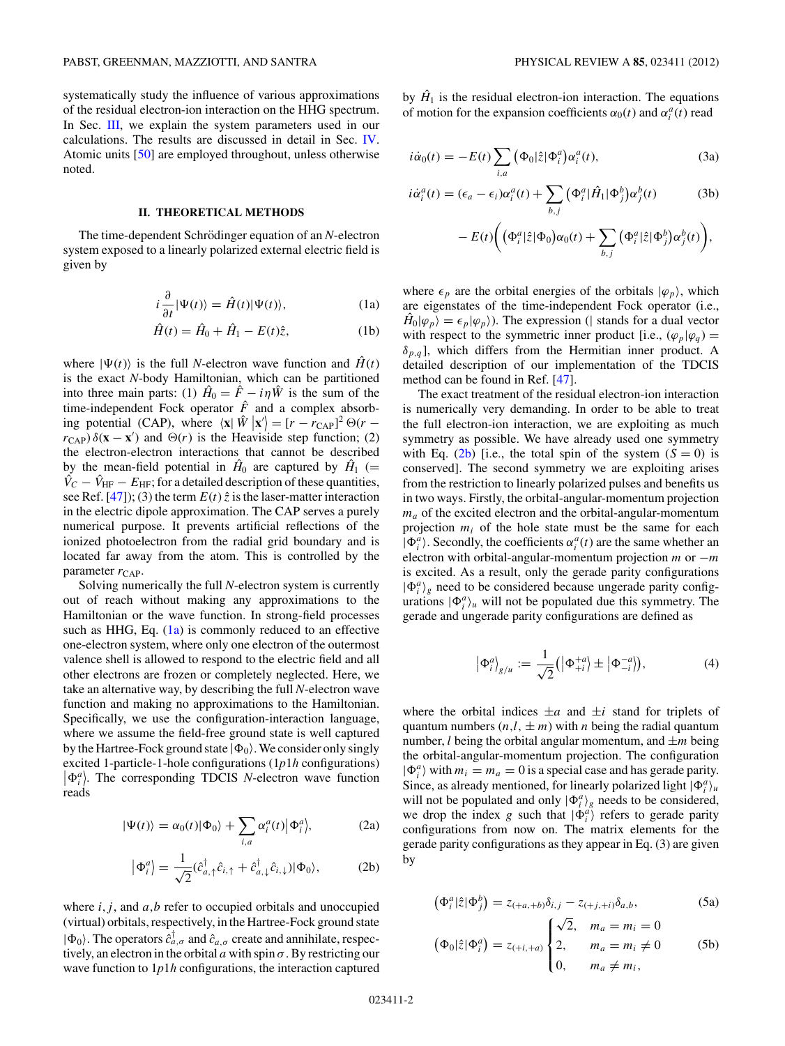systematically study the influence of various approximations of the residual electron-ion interaction on the HHG spectrum. In Sec. III, we explain the system parameters used in our calculations. The results are discussed in detail in Sec. IV. Atomic units [50] are employed throughout, unless otherwise noted.

## II. THEORETICAL METHODS

The time-dependent Schrödinger equation of an $N$-electron system exposed to a linearly polarized external electric field is given by

$$i\frac{\partial}{\partial t}|\Psi(t)\rangle = \hat{H}(t)|\Psi(t)\rangle, \tag{1a}$$

$$\hat{H}(t) = \hat{H}_0 + \hat{H}_1 - E(t)\hat{z}, \tag{1b}$$

where $|\Psi(t)\rangle$ is the full $N$-electron wave function and $\hat{H}(t)$ is the exact $N$-body Hamiltonian, which can be partitioned into three main parts: (1) $\hat{H}_0 = \hat{F} - i\eta\hat{W}$ is the sum of the time-independent Fock operator $\hat{F}$ and a complex absorbing potential (CAP), where $\langle \mathbf{x}|\,\hat{W}\,|\mathbf{x}'\rangle = [r - r_{\text{CAP}}]^2\,\Theta(r - r_{\text{CAP}})\,\delta(\mathbf{x}-\mathbf{x}')$ and $\Theta(r)$ is the Heaviside step function; (2) the electron-electron interactions that cannot be described by the mean-field potential in $\hat{H}_0$ are captured by $\hat{H}_1$ ($= \hat{V}_C - \hat{V}_{\text{HF}} - E_{\text{HF}}$; for a detailed description of these quantities, see Ref. [47]); (3) the term $E(t)\,\hat{z}$ is the laser-matter interaction in the electric dipole approximation. The CAP serves a purely numerical purpose. It prevents artificial reflections of the ionized photoelectron from the radial grid boundary and is located far away from the atom. This is controlled by the parameter $r_{\text{CAP}}$.

Solving numerically the full $N$-electron system is currently out of reach without making any approximations to the Hamiltonian or the wave function. In strong-field processes such as HHG, Eq. (1a) is commonly reduced to an effective one-electron system, where only one electron of the outermost valence shell is allowed to respond to the electric field and all other electrons are frozen or completely neglected. Here, we take an alternative way, by describing the full $N$-electron wave function and making no approximations to the Hamiltonian. Specifically, we use the configuration-interaction language, where we assume the field-free ground state is well captured by the Hartree-Fock ground state $|\Phi_0\rangle$. We consider only singly excited 1-particle-1-hole configurations (1$p$1$h$ configurations) $|\Phi_i^a\rangle$. The corresponding TDCIS $N$-electron wave function reads

$$|\Psi(t)\rangle = \alpha_0(t)|\Phi_0\rangle + \sum_{i,a}\alpha_i^a(t)\big|\Phi_i^a\big\rangle, \tag{2a}$$

$$\big|\Phi_i^a\big\rangle = \frac{1}{\sqrt{2}}(\hat{c}^\dagger_{a,\uparrow}\hat{c}_{i,\uparrow} + \hat{c}^\dagger_{a,\downarrow}\hat{c}_{i,\downarrow})|\Phi_0\rangle, \tag{2b}$$

where $i,j$, and $a,b$ refer to occupied orbitals and unoccupied (virtual) orbitals, respectively, in the Hartree-Fock ground state $|\Phi_0\rangle$. The operators $\hat{c}^\dagger_{a,\sigma}$ and $\hat{c}_{a,\sigma}$ create and annihilate, respectively, an electron in the orbital $a$ with spin $\sigma$. By restricting our wave function to 1$p$1$h$ configurations, the interaction captured by $\hat{H}_1$ is the residual electron-ion interaction. The equations of motion for the expansion coefficients $\alpha_0(t)$ and $\alpha_i^a(t)$ read

$$i\dot{\alpha}_0(t) = -E(t)\sum_{i,a}\big(\Phi_0|\hat{z}|\Phi_i^a\big)\alpha_i^a(t), \tag{3a}$$

$$\begin{aligned} i\dot{\alpha}_i^a(t) = {} & (\epsilon_a - \epsilon_i)\alpha_i^a(t) + \sum_{b,j}\big(\Phi_i^a|\hat{H}_1|\Phi_j^b\big)\alpha_j^b(t) \\ & - E(t)\bigg(\big(\Phi_i^a|\hat{z}|\Phi_0\big)\alpha_0(t) + \sum_{b,j}\big(\Phi_i^a|\hat{z}|\Phi_j^b\big)\alpha_j^b(t)\bigg), \end{aligned} \tag{3b}$$

where $\epsilon_p$ are the orbital energies of the orbitals $|\varphi_p\rangle$, which are eigenstates of the time-independent Fock operator (i.e., $\hat{H}_0|\varphi_p\rangle = \epsilon_p|\varphi_p\rangle$). The expression ($|$ stands for a dual vector with respect to the symmetric inner product [i.e., $(\varphi_p|\varphi_q) = \delta_{p,q}$], which differs from the Hermitian inner product. A detailed description of our implementation of the TDCIS method can be found in Ref. [47].

The exact treatment of the residual electron-ion interaction is numerically very demanding. In order to be able to treat the full electron-ion interaction, we are exploiting as much symmetry as possible. We have already used one symmetry with Eq. (2b) [i.e., the total spin of the system ($S = 0$) is conserved]. The second symmetry we are exploiting arises from the restriction to linearly polarized pulses and benefits us in two ways. Firstly, the orbital-angular-momentum projection $m_a$ of the excited electron and the orbital-angular-momentum projection $m_i$ of the hole state must be the same for each $|\Phi_i^a\rangle$. Secondly, the coefficients $\alpha_i^a(t)$ are the same whether an electron with orbital-angular-momentum projection $m$ or $-m$ is excited. As a result, only the gerade parity configurations $|\Phi_i^a\rangle_g$ need to be considered because ungerade parity configurations $|\Phi_i^a\rangle_u$ will not be populated due this symmetry. The gerade and ungerade parity configurations are defined as

$$\big|\Phi_i^a\big\rangle_{g/u} := \frac{1}{\sqrt{2}}\big(\big|\Phi_{+i}^{+a}\big\rangle \pm \big|\Phi_{-i}^{-a}\big\rangle\big), \tag{4}$$

where the orbital indices $\pm a$ and $\pm i$ stand for triplets of quantum numbers $(n,l,\pm m)$ with $n$ being the radial quantum number, $l$ being the orbital angular momentum, and $\pm m$ being the orbital-angular-momentum projection. The configuration $|\Phi_i^a\rangle$ with $m_i = m_a = 0$ is a special case and has gerade parity. Since, as already mentioned, for linearly polarized light $|\Phi_i^a\rangle_u$ will not be populated and only $|\Phi_i^a\rangle_g$ needs to be considered, we drop the index $g$ such that $|\Phi_i^a\rangle$ refers to gerade parity configurations from now on. The matrix elements for the gerade parity configurations as they appear in Eq. (3) are given by

$$\big(\Phi_i^a|\hat{z}|\Phi_j^b\big) = z_{(+a,+b)}\delta_{i,j} - z_{(+j,+i)}\delta_{a,b}, \tag{5a}$$

$$\big(\Phi_0|\hat{z}|\Phi_i^a\big) = z_{(+i,+a)}\begin{cases}\sqrt{2}, & m_a = m_i = 0\\ 2, & m_a = m_i \neq 0\\ 0, & m_a \neq m_i,\end{cases} \tag{5b}$$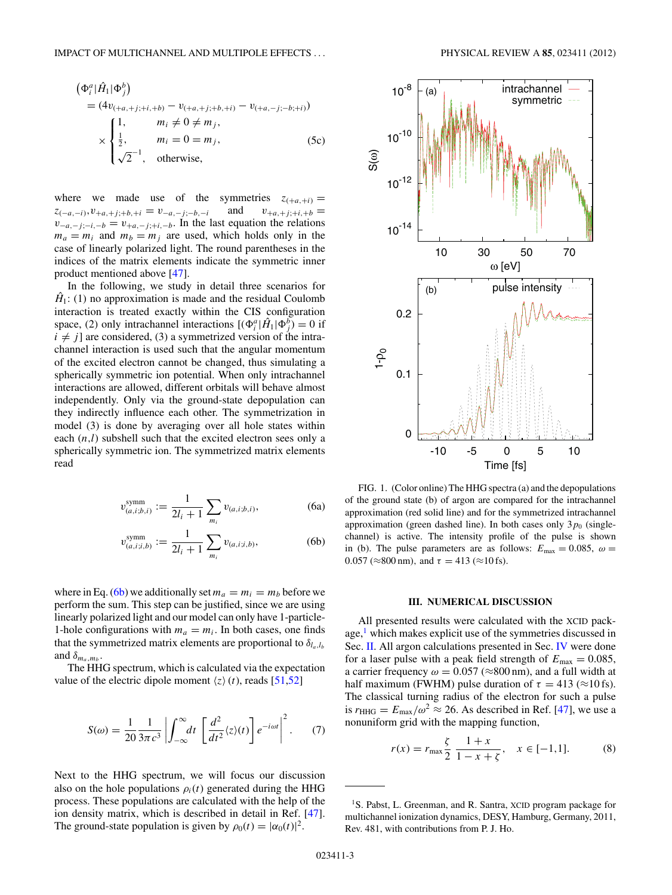$$
\begin{aligned}
&\left(\Phi_i^a|\hat{H}_1|\Phi_j^b\right) \\
&= (4v_{(+a,+j;+i,+b)} - v_{(+a,+j;+b,+i)} - v_{(+a,-j;-b;+i)}) \\
&\times \begin{cases} 1, & m_i \neq 0 \neq m_j, \\ \frac{1}{2}, & m_i = 0 = m_j, \\ \sqrt{2}^{-1}, & \text{otherwise,} \end{cases}
\end{aligned} \tag{5c}
$$

where we made use of the symmetries $z_{(+a,+i)} = z_{(-a,-i)}, v_{+a,+j;+b,+i} = v_{-a,-j;-b,-i}$ and $v_{+a,+j;+i,+b} = v_{-a,-j;-i,-b} = v_{+a,-j;+i,-b}$. In the last equation the relations $m_a = m_i$ and $m_b = m_j$ are used, which holds only in the case of linearly polarized light. The round parentheses in the indices of the matrix elements indicate the symmetric inner product mentioned above [47].

In the following, we study in detail three scenarios for $\hat{H}_1$: (1) no approximation is made and the residual Coulomb interaction is treated exactly within the CIS configuration space, (2) only intrachannel interactions [$(\Phi_i^a|\hat{H}_1|\Phi_j^b) = 0$ if $i \neq j$] are considered, (3) a symmetrized version of the intrachannel interaction is used such that the angular momentum of the excited electron cannot be changed, thus simulating a spherically symmetric ion potential. When only intrachannel interactions are allowed, different orbitals will behave almost independently. Only via the ground-state depopulation can they indirectly influence each other. The symmetrization in model (3) is done by averaging over all hole states within each $(n,l)$ subshell such that the excited electron sees only a spherically symmetric ion. The symmetrized matrix elements read

$$
v^{\text{symm}}_{(a,i;b,i)} := \frac{1}{2l_i+1} \sum_{m_i} v_{(a,i;b,i)}, \tag{6a}
$$

$$
v^{\text{symm}}_{(a,i;i,b)} := \frac{1}{2l_i+1} \sum_{m_i} v_{(a,i;i,b)}, \tag{6b}
$$

where in Eq. (6b) we additionally set $m_a = m_i = m_b$ before we perform the sum. This step can be justified, since we are using linearly polarized light and our model can only have 1-particle-1-hole configurations with $m_a = m_i$. In both cases, one finds that the symmetrized matrix elements are proportional to $\delta_{l_a,l_b}$ and $\delta_{m_a,m_b}$.

The HHG spectrum, which is calculated via the expectation value of the electric dipole moment $\langle z \rangle (t)$, reads [51,52]

$$
S(\omega) = \frac{1}{20}\frac{1}{3\pi c^3} \left| \int_{-\infty}^{\infty} dt \left[ \frac{d^2}{dt^2} \langle z \rangle (t) \right] e^{-i\omega t} \right|^2. \tag{7}
$$

Next to the HHG spectrum, we will focus our discussion also on the hole populations $\rho_i(t)$ generated during the HHG process. These populations are calculated with the help of the ion density matrix, which is described in detail in Ref. [47]. The ground-state population is given by $\rho_0(t) = |\alpha_0(t)|^2$.

FIG. 1. (Color online) The HHG spectra (a) and the depopulations of the ground state (b) of argon are compared for the intrachannel approximation (red solid line) and for the symmetrized intrachannel approximation (green dashed line). In both cases only $3p_0$ (single-channel) is active. The intensity profile of the pulse is shown in (b). The pulse parameters are as follows: $E_{\max} = 0.085$, $\omega = 0.057$ ($\approx$800 nm), and $\tau = 413$ ($\approx$10 fs).

## III. NUMERICAL DISCUSSION

All presented results were calculated with the XCID package,[1] which makes explicit use of the symmetries discussed in Sec. II. All argon calculations presented in Sec. IV were done for a laser pulse with a peak field strength of $E_{\max} = 0.085$, a carrier frequency $\omega = 0.057$ ($\approx$800 nm), and a full width at half maximum (FWHM) pulse duration of $\tau = 413$ ($\approx$10 fs). The classical turning radius of the electron for such a pulse is $r_{\text{HHG}} = E_{\max}/\omega^2 \approx 26$. As described in Ref. [47], we use a nonuniform grid with the mapping function,

$$
r(x) = r_{\max} \frac{\zeta}{2} \frac{1+x}{1-x+\zeta}, \quad x \in [-1,1]. \tag{8}
$$

---

[1] S. Pabst, L. Greenman, and R. Santra, XCID program package for multichannel ionization dynamics, DESY, Hamburg, Germany, 2011, Rev. 481, with contributions from P. J. Ho.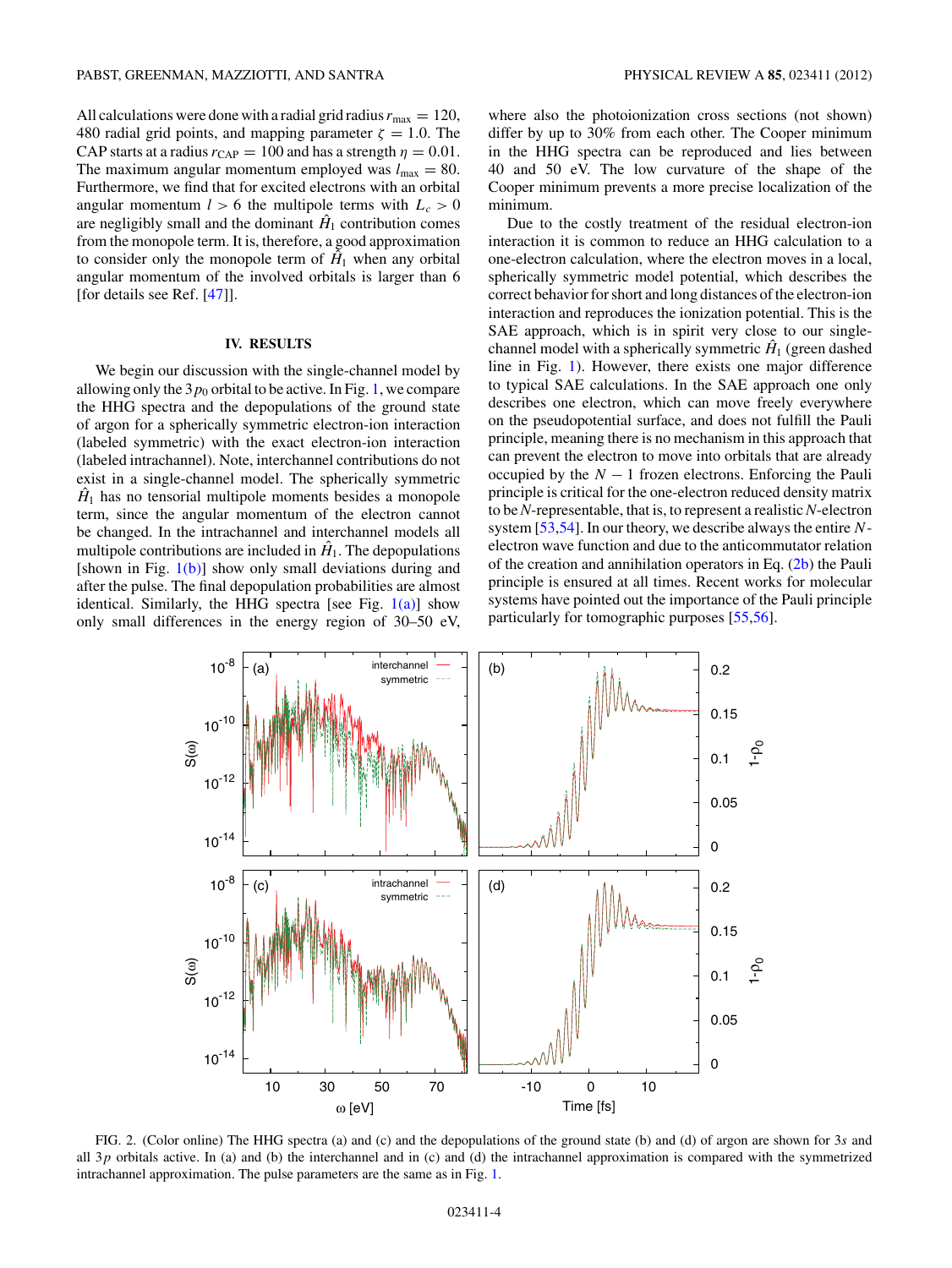All calculations were done with a radial grid radius $r_{\max} = 120$, 480 radial grid points, and mapping parameter $\zeta = 1.0$. The CAP starts at a radius $r_{\text{CAP}} = 100$ and has a strength $\eta = 0.01$. The maximum angular momentum employed was $l_{\max} = 80$. Furthermore, we find that for excited electrons with an orbital angular momentum $l > 6$ the multipole terms with $L_c > 0$ are negligibly small and the dominant $\hat{H}_1$ contribution comes from the monopole term. It is, therefore, a good approximation to consider only the monopole term of $\hat{H}_1$ when any orbital angular momentum of the involved orbitals is larger than 6 [for details see Ref. [47]].

## IV. RESULTS

We begin our discussion with the single-channel model by allowing only the $3p_0$ orbital to be active. In Fig. 1, we compare the HHG spectra and the depopulations of the ground state of argon for a spherically symmetric electron-ion interaction (labeled symmetric) with the exact electron-ion interaction (labeled intrachannel). Note, interchannel contributions do not exist in a single-channel model. The spherically symmetric $\hat{H}_1$ has no tensorial multipole moments besides a monopole term, since the angular momentum of the electron cannot be changed. In the intrachannel and interchannel models all multipole contributions are included in $\hat{H}_1$. The depopulations [shown in Fig. 1(b)] show only small deviations during and after the pulse. The final depopulation probabilities are almost identical. Similarly, the HHG spectra [see Fig. 1(a)] show only small differences in the energy region of 30–50 eV, where also the photoionization cross sections (not shown) differ by up to 30% from each other. The Cooper minimum in the HHG spectra can be reproduced and lies between 40 and 50 eV. The low curvature of the shape of the Cooper minimum prevents a more precise localization of the minimum.

Due to the costly treatment of the residual electron-ion interaction it is common to reduce an HHG calculation to a one-electron calculation, where the electron moves in a local, spherically symmetric model potential, which describes the correct behavior for short and long distances of the electron-ion interaction and reproduces the ionization potential. This is the SAE approach, which is in spirit very close to our single-channel model with a spherically symmetric $\hat{H}_1$ (green dashed line in Fig. 1). However, there exists one major difference to typical SAE calculations. In the SAE approach one only describes one electron, which can move freely everywhere on the pseudopotential surface, and does not fulfill the Pauli principle, meaning there is no mechanism in this approach that can prevent the electron to move into orbitals that are already occupied by the $N-1$ frozen electrons. Enforcing the Pauli principle is critical for the one-electron reduced density matrix to be $N$-representable, that is, to represent a realistic $N$-electron system [53,54]. In our theory, we describe always the entire $N$-electron wave function and due to the anticommutator relation of the creation and annihilation operators in Eq. (2b) the Pauli principle is ensured at all times. Recent works for molecular systems have pointed out the importance of the Pauli principle particularly for tomographic purposes [55,56].

FIG. 2. (Color online) The HHG spectra (a) and (c) and the depopulations of the ground state (b) and (d) of argon are shown for $3s$ and all $3p$ orbitals active. In (a) and (b) the interchannel and in (c) and (d) the intrachannel approximation is compared with the symmetrized intrachannel approximation. The pulse parameters are the same as in Fig. 1.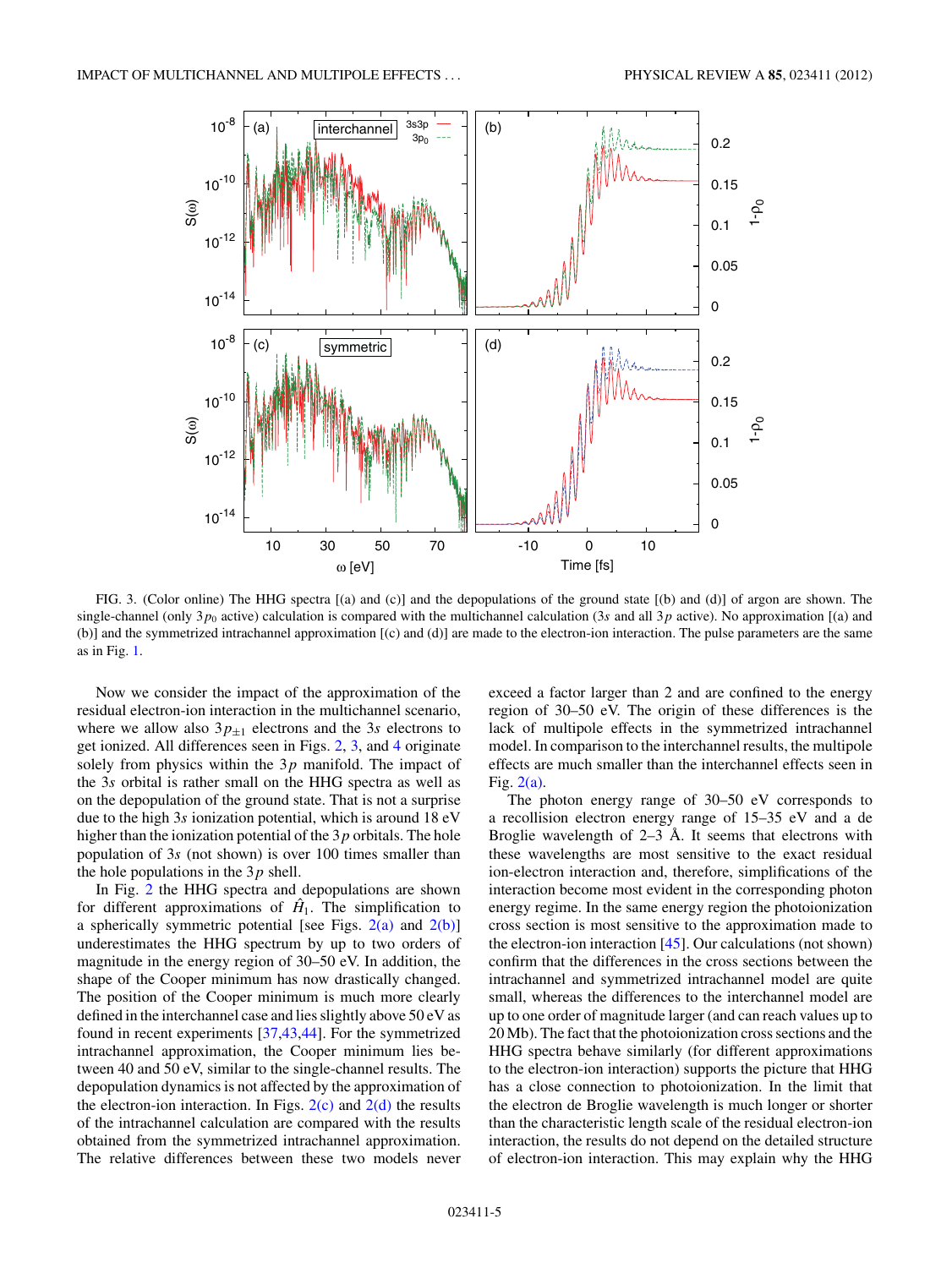FIG. 3. (Color online) The HHG spectra [(a) and (c)] and the depopulations of the ground state [(b) and (d)] of argon are shown. The single-channel (only $3p_0$ active) calculation is compared with the multichannel calculation ($3s$ and all $3p$ active). No approximation [(a) and (b)] and the symmetrized intrachannel approximation [(c) and (d)] are made to the electron-ion interaction. The pulse parameters are the same as in Fig. 1.

Now we consider the impact of the approximation of the residual electron-ion interaction in the multichannel scenario, where we allow also $3p_{\pm 1}$ electrons and the $3s$ electrons to get ionized. All differences seen in Figs. 2, 3, and 4 originate solely from physics within the $3p$ manifold. The impact of the $3s$ orbital is rather small on the HHG spectra as well as on the depopulation of the ground state. That is not a surprise due to the high $3s$ ionization potential, which is around 18 eV higher than the ionization potential of the $3p$ orbitals. The hole population of $3s$ (not shown) is over 100 times smaller than the hole populations in the $3p$ shell.

In Fig. 2 the HHG spectra and depopulations are shown for different approximations of $\hat{H}_1$. The simplification to a spherically symmetric potential [see Figs. 2(a) and 2(b)] underestimates the HHG spectrum by up to two orders of magnitude in the energy region of 30–50 eV. In addition, the shape of the Cooper minimum has now drastically changed. The position of the Cooper minimum is much more clearly defined in the interchannel case and lies slightly above 50 eV as found in recent experiments [37,43,44]. For the symmetrized intrachannel approximation, the Cooper minimum lies between 40 and 50 eV, similar to the single-channel results. The depopulation dynamics is not affected by the approximation of the electron-ion interaction. In Figs. 2(c) and 2(d) the results of the intrachannel calculation are compared with the results obtained from the symmetrized intrachannel approximation. The relative differences between these two models never exceed a factor larger than 2 and are confined to the energy region of 30–50 eV. The origin of these differences is the lack of multipole effects in the symmetrized intrachannel model. In comparison to the interchannel results, the multipole effects are much smaller than the interchannel effects seen in Fig. 2(a).

The photon energy range of 30–50 eV corresponds to a recollision electron energy range of 15–35 eV and a de Broglie wavelength of 2–3 Å. It seems that electrons with these wavelengths are most sensitive to the exact residual ion-electron interaction and, therefore, simplifications of the interaction become most evident in the corresponding photon energy regime. In the same energy region the photoionization cross section is most sensitive to the approximation made to the electron-ion interaction [45]. Our calculations (not shown) confirm that the differences in the cross sections between the intrachannel and symmetrized intrachannel model are quite small, whereas the differences to the interchannel model are up to one order of magnitude larger (and can reach values up to 20 Mb). The fact that the photoionization cross sections and the HHG spectra behave similarly (for different approximations to the electron-ion interaction) supports the picture that HHG has a close connection to photoionization. In the limit that the electron de Broglie wavelength is much longer or shorter than the characteristic length scale of the residual electron-ion interaction, the results do not depend on the detailed structure of electron-ion interaction. This may explain why the HHG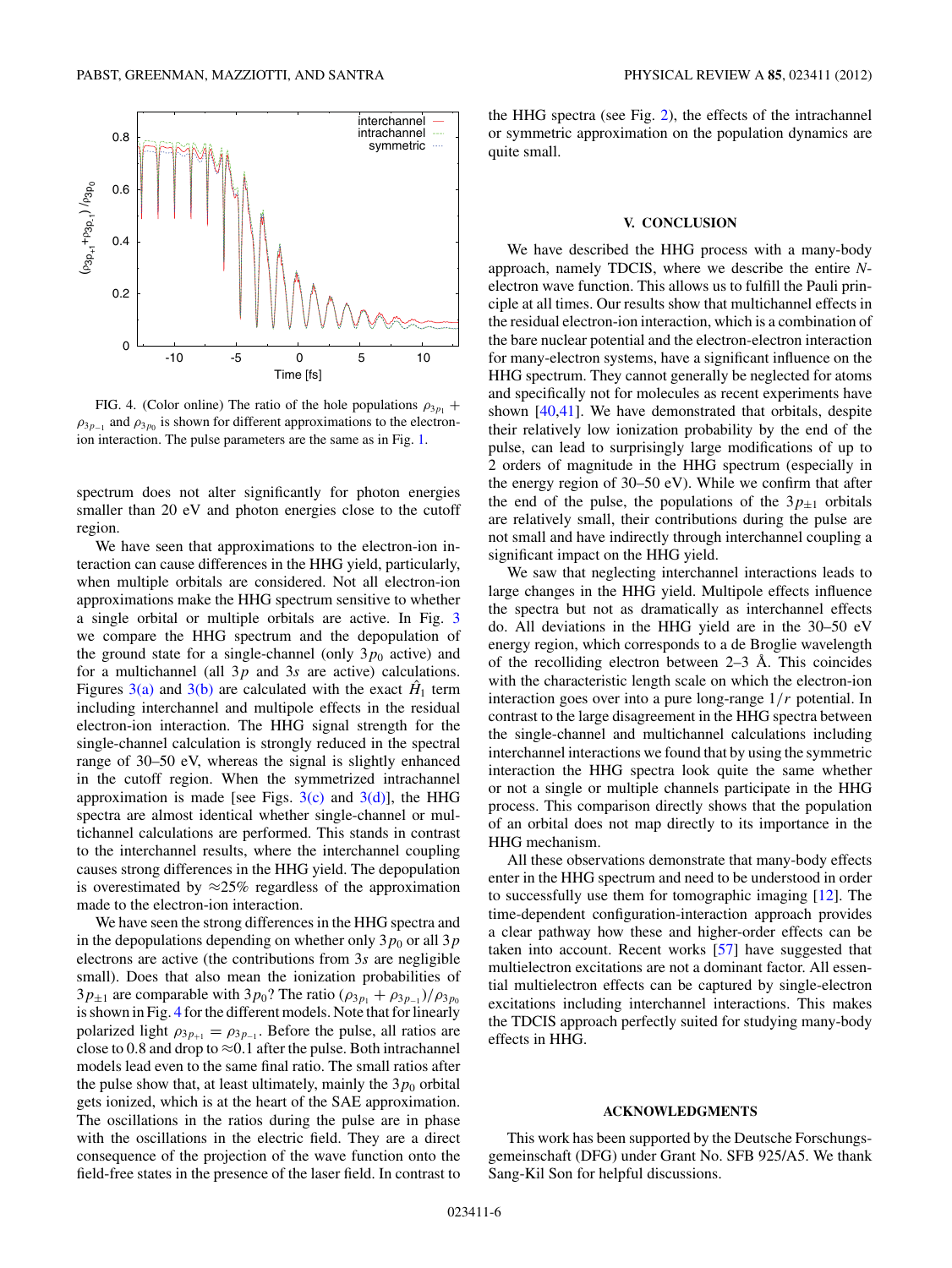FIG. 4. (Color online) The ratio of the hole populations $\rho_{3p_1} + \rho_{3p_{-1}}$ and $\rho_{3p_0}$ is shown for different approximations to the electron-ion interaction. The pulse parameters are the same as in Fig. 1.

spectrum does not alter significantly for photon energies smaller than 20 eV and photon energies close to the cutoff region.

We have seen that approximations to the electron-ion interaction can cause differences in the HHG yield, particularly, when multiple orbitals are considered. Not all electron-ion approximations make the HHG spectrum sensitive to whether a single orbital or multiple orbitals are active. In Fig. 3 we compare the HHG spectrum and the depopulation of the ground state for a single-channel (only $3p_0$ active) and for a multichannel (all $3p$ and $3s$ are active) calculations. Figures 3(a) and 3(b) are calculated with the exact $\hat{H}_1$ term including interchannel and multipole effects in the residual electron-ion interaction. The HHG signal strength for the single-channel calculation is strongly reduced in the spectral range of 30–50 eV, whereas the signal is slightly enhanced in the cutoff region. When the symmetrized intrachannel approximation is made [see Figs. 3(c) and 3(d)], the HHG spectra are almost identical whether single-channel or multichannel calculations are performed. This stands in contrast to the interchannel results, where the interchannel coupling causes strong differences in the HHG yield. The depopulation is overestimated by $\approx$25% regardless of the approximation made to the electron-ion interaction.

We have seen the strong differences in the HHG spectra and in the depopulations depending on whether only $3p_0$ or all $3p$ electrons are active (the contributions from $3s$ are negligible small). Does that also mean the ionization probabilities of $3p_{\pm1}$ are comparable with $3p_0$? The ratio $(\rho_{3p_1} + \rho_{3p_{-1}})/\rho_{3p_0}$ is shown in Fig. 4 for the different models. Note that for linearly polarized light $\rho_{3p_{+1}} = \rho_{3p_{-1}}$. Before the pulse, all ratios are close to 0.8 and drop to $\approx$0.1 after the pulse. Both intrachannel models lead even to the same final ratio. The small ratios after the pulse show that, at least ultimately, mainly the $3p_0$ orbital gets ionized, which is at the heart of the SAE approximation. The oscillations in the ratios during the pulse are in phase with the oscillations in the electric field. They are a direct consequence of the projection of the wave function onto the field-free states in the presence of the laser field. In contrast to the HHG spectra (see Fig. 2), the effects of the intrachannel or symmetric approximation on the population dynamics are quite small.

## V. CONCLUSION

We have described the HHG process with a many-body approach, namely TDCIS, where we describe the entire $N$-electron wave function. This allows us to fulfill the Pauli principle at all times. Our results show that multichannel effects in the residual electron-ion interaction, which is a combination of the bare nuclear potential and the electron-electron interaction for many-electron systems, have a significant influence on the HHG spectrum. They cannot generally be neglected for atoms and specifically not for molecules as recent experiments have shown [40,41]. We have demonstrated that orbitals, despite their relatively low ionization probability by the end of the pulse, can lead to surprisingly large modifications of up to 2 orders of magnitude in the HHG spectrum (especially in the energy region of 30–50 eV). While we confirm that after the end of the pulse, the populations of the $3p_{\pm1}$ orbitals are relatively small, their contributions during the pulse are not small and have indirectly through interchannel coupling a significant impact on the HHG yield.

We saw that neglecting interchannel interactions leads to large changes in the HHG yield. Multipole effects influence the spectra but not as dramatically as interchannel effects do. All deviations in the HHG yield are in the 30–50 eV energy region, which corresponds to a de Broglie wavelength of the recolliding electron between 2–3 Å. This coincides with the characteristic length scale on which the electron-ion interaction goes over into a pure long-range $1/r$ potential. In contrast to the large disagreement in the HHG spectra between the single-channel and multichannel calculations including interchannel interactions we found that by using the symmetric interaction the HHG spectra look quite the same whether or not a single or multiple channels participate in the HHG process. This comparison directly shows that the population of an orbital does not map directly to its importance in the HHG mechanism.

All these observations demonstrate that many-body effects enter in the HHG spectrum and need to be understood in order to successfully use them for tomographic imaging [12]. The time-dependent configuration-interaction approach provides a clear pathway how these and higher-order effects can be taken into account. Recent works [57] have suggested that multielectron excitations are not a dominant factor. All essential multielectron effects can be captured by single-electron excitations including interchannel interactions. This makes the TDCIS approach perfectly suited for studying many-body effects in HHG.

## ACKNOWLEDGMENTS

This work has been supported by the Deutsche Forschungsgemeinschaft (DFG) under Grant No. SFB 925/A5. We thank Sang-Kil Son for helpful discussions.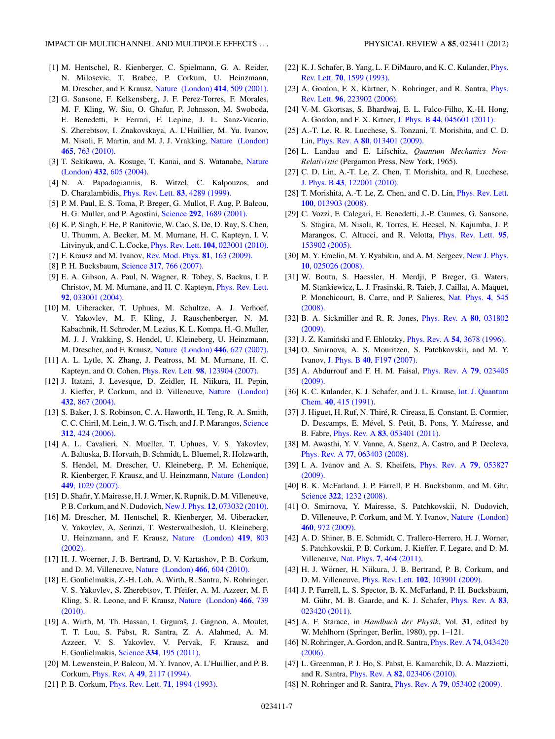[1] M. Hentschel, R. Kienberger, C. Spielmann, G. A. Reider, N. Milosevic, T. Brabec, P. Corkum, U. Heinzmann, M. Drescher, and F. Krausz, Nature (London) **414**, 509 (2001).

[2] G. Sansone, F. Kelkensberg, J. F. Perez-Torres, F. Morales, M. F. Kling, W. Siu, O. Ghafur, P. Johnsson, M. Swoboda, E. Benedetti, F. Ferrari, F. Lepine, J. L. Sanz-Vicario, S. Zherebtsov, I. Znakovskaya, A. L'Huillier, M. Yu. Ivanov, M. Nisoli, F. Martin, and M. J. J. Vrakking, Nature (London) **465**, 763 (2010).

[3] T. Sekikawa, A. Kosuge, T. Kanai, and S. Watanabe, Nature (London) **432**, 605 (2004).

[4] N. A. Papadogiannis, B. Witzel, C. Kalpouzos, and D. Charalambidis, Phys. Rev. Lett. **83**, 4289 (1999).

[5] P. M. Paul, E. S. Toma, P. Breger, G. Mullot, F. Aug, P. Balcou, H. G. Muller, and P. Agostini, Science **292**, 1689 (2001).

[6] K. P. Singh, F. He, P. Ranitovic, W. Cao, S. De, D. Ray, S. Chen, U. Thumm, A. Becker, M. M. Murnane, H. C. Kapteyn, I. V. Litvinyuk, and C. L.Cocke, Phys. Rev. Lett. **104**, 023001 (2010).

[7] F. Krausz and M. Ivanov, Rev. Mod. Phys. **81**, 163 (2009).

[8] P. H. Bucksbaum, Science **317**, 766 (2007).

[9] E. A. Gibson, A. Paul, N. Wagner, R. Tobey, S. Backus, I. P. Christov, M. M. Murnane, and H. C. Kapteyn, Phys. Rev. Lett. **92**, 033001 (2004).

[10] M. Uiberacker, T. Uphues, M. Schultze, A. J. Verhoef, V. Yakovlev, M. F. Kling, J. Rauschenberger, N. M. Kabachnik, H. Schroder, M. Lezius, K. L. Kompa, H.-G. Muller, M. J. J. Vrakking, S. Hendel, U. Kleineberg, U. Heinzmann, M. Drescher, and F. Krausz, Nature (London) **446**, 627 (2007).

[11] A. L. Lytle, X. Zhang, J. Peatross, M. M. Murnane, H. C. Kapteyn, and O. Cohen, Phys. Rev. Lett. **98**, 123904 (2007).

[12] J. Itatani, J. Levesque, D. Zeidler, H. Niikura, H. Pepin, J. Kieffer, P. Corkum, and D. Villeneuve, Nature (London) **432**, 867 (2004).

[13] S. Baker, J. S. Robinson, C. A. Haworth, H. Teng, R. A. Smith, C. C. Chiril, M. Lein, J. W. G. Tisch, and J. P. Marangos, Science **312**, 424 (2006).

[14] A. L. Cavalieri, N. Mueller, T. Uphues, V. S. Yakovlev, A. Baltuska, B. Horvath, B. Schmidt, L. Bluemel, R. Holzwarth, S. Hendel, M. Drescher, U. Kleineberg, P. M. Echenique, R. Kienberger, F. Krausz, and U. Heinzmann, Nature (London) **449**, 1029 (2007).

[15] D. Shafir, Y. Mairesse, H. J. Wrner, K. Rupnik, D. M. Villeneuve, P. B. Corkum, and N. Dudovich, New J. Phys. **12**, 073032 (2010).

[16] M. Drescher, M. Hentschel, R. Kienberger, M. Uiberacker, V. Yakovlev, A. Scrinzi, T. Westerwalbesloh, U. Kleineberg, U. Heinzmann, and F. Krausz, Nature (London) **419**, 803 (2002).

[17] H. J. Woerner, J. B. Bertrand, D. V. Kartashov, P. B. Corkum, and D. M. Villeneuve, Nature (London) **466**, 604 (2010).

[18] E. Goulielmakis, Z.-H. Loh, A. Wirth, R. Santra, N. Rohringer, V. S. Yakovlev, S. Zherebtsov, T. Pfeifer, A. M. Azzeer, M. F. Kling, S. R. Leone, and F. Krausz, Nature (London) **466**, 739 (2010).

[19] A. Wirth, M. Th. Hassan, I. Grguraš, J. Gagnon, A. Moulet, T. T. Luu, S. Pabst, R. Santra, Z. A. Alahmed, A. M. Azzeer, V. S. Yakovlev, V. Pervak, F. Krausz, and E. Goulielmakis, Science **334**, 195 (2011).

[20] M. Lewenstein, P. Balcou, M. Y. Ivanov, A. L'Huillier, and P. B. Corkum, Phys. Rev. A **49**, 2117 (1994).

[21] P. B. Corkum, Phys. Rev. Lett. **71**, 1994 (1993).

[22] K. J. Schafer, B. Yang, L. F. DiMauro, and K. C. Kulander, Phys. Rev. Lett. **70**, 1599 (1993).

[23] A. Gordon, F. X. Kärtner, N. Rohringer, and R. Santra, Phys. Rev. Lett. **96**, 223902 (2006).

[24] V.-M. Gkortsas, S. Bhardwaj, E. L. Falco-Filho, K.-H. Hong, A. Gordon, and F. X. Krtner, J. Phys. B **44**, 045601 (2011).

[25] A.-T. Le, R. R. Lucchese, S. Tonzani, T. Morishita, and C. D. Lin, Phys. Rev. A **80**, 013401 (2009).

[26] L. Landau and E. Lifschitz, *Quantum Mechanics Non-Relativistic* (Pergamon Press, New York, 1965).

[27] C. D. Lin, A.-T. Le, Z. Chen, T. Morishita, and R. Lucchese, J. Phys. B **43**, 122001 (2010).

[28] T. Morishita, A.-T. Le, Z. Chen, and C. D. Lin, Phys. Rev. Lett. **100**, 013903 (2008).

[29] C. Vozzi, F. Calegari, E. Benedetti, J.-P. Caumes, G. Sansone, S. Stagira, M. Nisoli, R. Torres, E. Heesel, N. Kajumba, J. P. Marangos, C. Altucci, and R. Velotta, Phys. Rev. Lett. **95**, 153902 (2005).

[30] M. Y. Emelin, M. Y. Ryabikin, and A. M. Sergeev, New J. Phys. **10**, 025026 (2008).

[31] W. Boutu, S. Haessler, H. Merdji, P. Breger, G. Waters, M. Stankiewicz, L. J. Frasinski, R. Taieb, J. Caillat, A. Maquet, P. Monchicourt, B. Carre, and P. Salieres, Nat. Phys. **4**, 545 (2008).

[32] B. A. Sickmiller and R. R. Jones, Phys. Rev. A **80**, 031802 (2009).

[33] J. Z. Kamiński and F. Ehlotzky, Phys. Rev. A **54**, 3678 (1996).

[34] O. Smirnova, A. S. Mouritzen, S. Patchkovskii, and M. Y. Ivanov, J. Phys. B **40**, F197 (2007).

[35] A. Abdurrouf and F. H. M. Faisal, Phys. Rev. A **79**, 023405 (2009).

[36] K. C. Kulander, K. J. Schafer, and J. L. Krause, Int. J. Quantum Chem. **40**, 415 (1991).

[37] J. Higuet, H. Ruf, N. Thiré, R. Cireasa, E. Constant, E. Cormier, D. Descamps, E. Mével, S. Petit, B. Pons, Y. Mairesse, and B. Fabre, Phys. Rev. A **83**, 053401 (2011).

[38] M. Awasthi, Y. V. Vanne, A. Saenz, A. Castro, and P. Decleva, Phys. Rev. A **77**, 063403 (2008).

[39] I. A. Ivanov and A. S. Kheifets, Phys. Rev. A **79**, 053827 (2009).

[40] B. K. McFarland, J. P. Farrell, P. H. Bucksbaum, and M. Ghr, Science **322**, 1232 (2008).

[41] O. Smirnova, Y. Mairesse, S. Patchkovskii, N. Dudovich, D. Villeneuve, P. Corkum, and M. Y. Ivanov, Nature (London) **460**, 972 (2009).

[42] A. D. Shiner, B. E. Schmidt, C. Trallero-Herrero, H. J. Worner, S. Patchkovskii, P. B. Corkum, J. Kieffer, F. Legare, and D. M. Villeneuve, Nat. Phys. **7**, 464 (2011).

[43] H. J. Wörner, H. Niikura, J. B. Bertrand, P. B. Corkum, and D. M. Villeneuve, Phys. Rev. Lett. **102**, 103901 (2009).

[44] J. P. Farrell, L. S. Spector, B. K. McFarland, P. H. Bucksbaum, M. Gühr, M. B. Gaarde, and K. J. Schafer, Phys. Rev. A **83**, 023420 (2011).

[45] A. F. Starace, in *Handbuch der Physik*, Vol. **31**, edited by W. Mehlhorn (Springer, Berlin, 1980), pp. 1–121.

[46] N. Rohringer, A. Gordon, and R. Santra, Phys. Rev. A **74**, 043420 (2006).

[47] L. Greenman, P. J. Ho, S. Pabst, E. Kamarchik, D. A. Mazziotti, and R. Santra, Phys. Rev. A **82**, 023406 (2010).

[48] N. Rohringer and R. Santra, Phys. Rev. A **79**, 053402 (2009).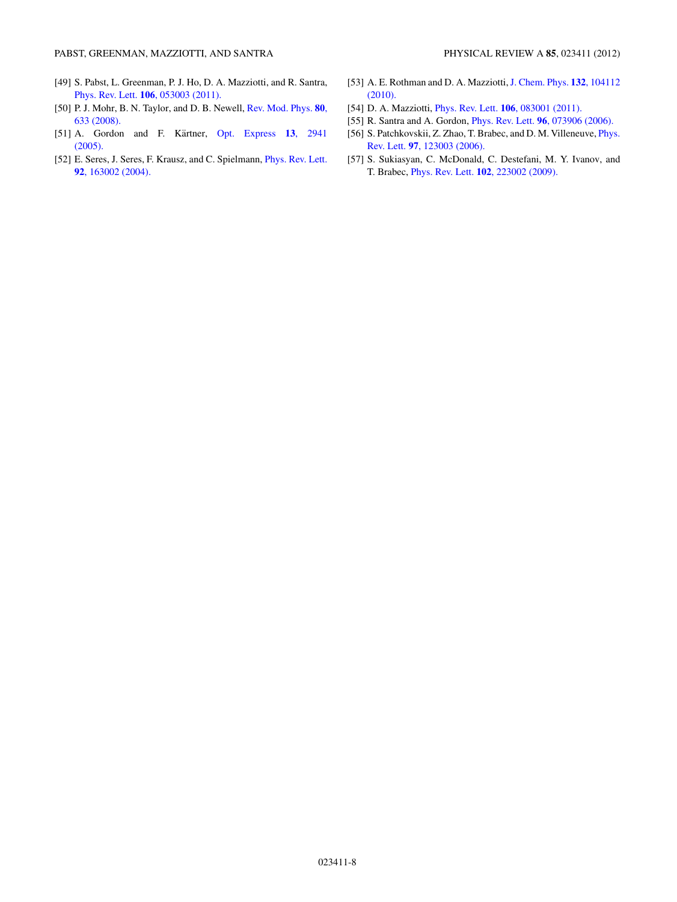[49] S. Pabst, L. Greenman, P. J. Ho, D. A. Mazziotti, and R. Santra, Phys. Rev. Lett. **106**, 053003 (2011).

[50] P. J. Mohr, B. N. Taylor, and D. B. Newell, Rev. Mod. Phys. **80**, 633 (2008).

[51] A. Gordon and F. Kärtner, Opt. Express **13**, 2941 (2005).

[52] E. Seres, J. Seres, F. Krausz, and C. Spielmann, Phys. Rev. Lett. **92**, 163002 (2004).

[53] A. E. Rothman and D. A. Mazziotti, J. Chem. Phys. **132**, 104112 (2010).

[54] D. A. Mazziotti, Phys. Rev. Lett. **106**, 083001 (2011).

[55] R. Santra and A. Gordon, Phys. Rev. Lett. **96**, 073906 (2006).

[56] S. Patchkovskii, Z. Zhao, T. Brabec, and D. M. Villeneuve, Phys. Rev. Lett. **97**, 123003 (2006).

[57] S. Sukiasyan, C. McDonald, C. Destefani, M. Y. Ivanov, and T. Brabec, Phys. Rev. Lett. **102**, 223002 (2009).